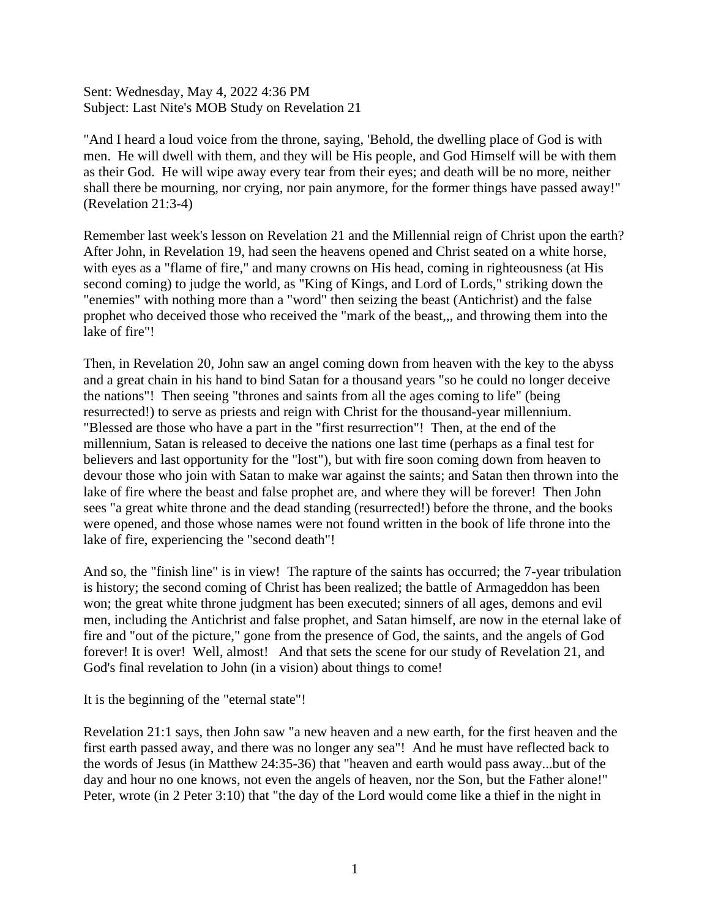Sent: Wednesday, May 4, 2022 4:36 PM
Subject: Last Nite's MOB Study on Revelation 21

"And I heard a loud voice from the throne, saying, 'Behold, the dwelling place of God is with men. He will dwell with them, and they will be His people, and God Himself will be with them as their God. He will wipe away every tear from their eyes; and death will be no more, neither shall there be mourning, nor crying, nor pain anymore, for the former things have passed away!" (Revelation 21:3-4)

Remember last week's lesson on Revelation 21 and the Millennial reign of Christ upon the earth? After John, in Revelation 19, had seen the heavens opened and Christ seated on a white horse, with eyes as a "flame of fire," and many crowns on His head, coming in righteousness (at His second coming) to judge the world, as "King of Kings, and Lord of Lords," striking down the "enemies" with nothing more than a "word" then seizing the beast (Antichrist) and the false prophet who deceived those who received the "mark of the beast,,, and throwing them into the lake of fire"!

Then, in Revelation 20, John saw an angel coming down from heaven with the key to the abyss and a great chain in his hand to bind Satan for a thousand years "so he could no longer deceive the nations"! Then seeing "thrones and saints from all the ages coming to life" (being resurrected!) to serve as priests and reign with Christ for the thousand-year millennium. "Blessed are those who have a part in the "first resurrection"! Then, at the end of the millennium, Satan is released to deceive the nations one last time (perhaps as a final test for believers and last opportunity for the "lost"), but with fire soon coming down from heaven to devour those who join with Satan to make war against the saints; and Satan then thrown into the lake of fire where the beast and false prophet are, and where they will be forever! Then John sees "a great white throne and the dead standing (resurrected!) before the throne, and the books were opened, and those whose names were not found written in the book of life throne into the lake of fire, experiencing the "second death"!

And so, the "finish line" is in view! The rapture of the saints has occurred; the 7-year tribulation is history; the second coming of Christ has been realized; the battle of Armageddon has been won; the great white throne judgment has been executed; sinners of all ages, demons and evil men, including the Antichrist and false prophet, and Satan himself, are now in the eternal lake of fire and "out of the picture," gone from the presence of God, the saints, and the angels of God forever! It is over! Well, almost! And that sets the scene for our study of Revelation 21, and God's final revelation to John (in a vision) about things to come!

It is the beginning of the "eternal state"!

Revelation 21:1 says, then John saw "a new heaven and a new earth, for the first heaven and the first earth passed away, and there was no longer any sea"! And he must have reflected back to the words of Jesus (in Matthew 24:35-36) that "heaven and earth would pass away...but of the day and hour no one knows, not even the angels of heaven, nor the Son, but the Father alone!" Peter, wrote (in 2 Peter 3:10) that "the day of the Lord would come like a thief in the night in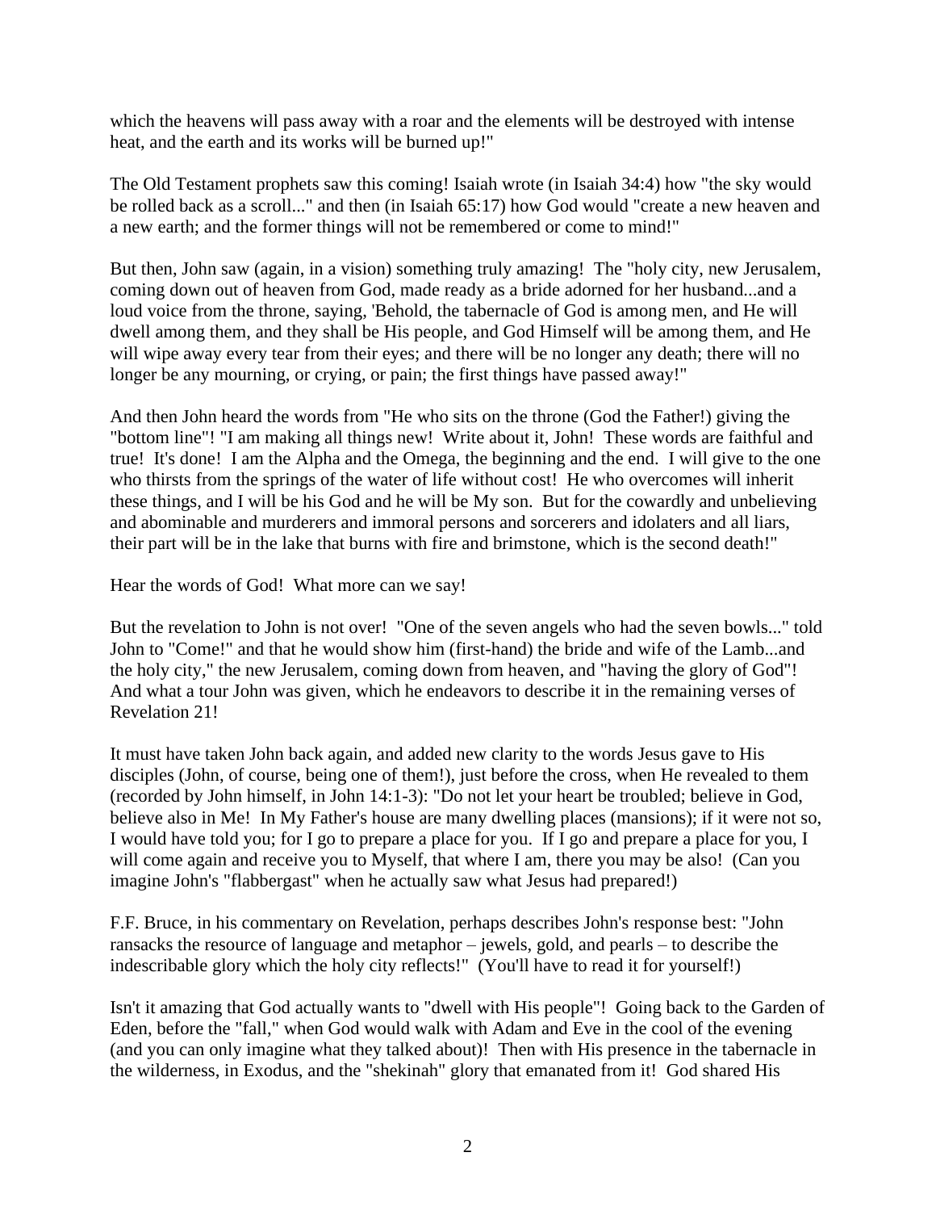which the heavens will pass away with a roar and the elements will be destroyed with intense heat, and the earth and its works will be burned up!"

The Old Testament prophets saw this coming! Isaiah wrote (in Isaiah 34:4) how "the sky would be rolled back as a scroll..." and then (in Isaiah 65:17) how God would "create a new heaven and a new earth; and the former things will not be remembered or come to mind!"

But then, John saw (again, in a vision) something truly amazing! The "holy city, new Jerusalem, coming down out of heaven from God, made ready as a bride adorned for her husband...and a loud voice from the throne, saying, 'Behold, the tabernacle of God is among men, and He will dwell among them, and they shall be His people, and God Himself will be among them, and He will wipe away every tear from their eyes; and there will be no longer any death; there will no longer be any mourning, or crying, or pain; the first things have passed away!"

And then John heard the words from "He who sits on the throne (God the Father!) giving the "bottom line"! "I am making all things new! Write about it, John! These words are faithful and true! It's done! I am the Alpha and the Omega, the beginning and the end. I will give to the one who thirsts from the springs of the water of life without cost! He who overcomes will inherit these things, and I will be his God and he will be My son. But for the cowardly and unbelieving and abominable and murderers and immoral persons and sorcerers and idolaters and all liars, their part will be in the lake that burns with fire and brimstone, which is the second death!"

Hear the words of God! What more can we say!

But the revelation to John is not over! "One of the seven angels who had the seven bowls..." told John to "Come!" and that he would show him (first-hand) the bride and wife of the Lamb...and the holy city," the new Jerusalem, coming down from heaven, and "having the glory of God"! And what a tour John was given, which he endeavors to describe it in the remaining verses of Revelation 21!

It must have taken John back again, and added new clarity to the words Jesus gave to His disciples (John, of course, being one of them!), just before the cross, when He revealed to them (recorded by John himself, in John 14:1-3): "Do not let your heart be troubled; believe in God, believe also in Me! In My Father's house are many dwelling places (mansions); if it were not so, I would have told you; for I go to prepare a place for you. If I go and prepare a place for you, I will come again and receive you to Myself, that where I am, there you may be also! (Can you imagine John's "flabbergast" when he actually saw what Jesus had prepared!)

F.F. Bruce, in his commentary on Revelation, perhaps describes John's response best: "John ransacks the resource of language and metaphor – jewels, gold, and pearls – to describe the indescribable glory which the holy city reflects!" (You'll have to read it for yourself!)

Isn't it amazing that God actually wants to "dwell with His people"! Going back to the Garden of Eden, before the "fall," when God would walk with Adam and Eve in the cool of the evening (and you can only imagine what they talked about)! Then with His presence in the tabernacle in the wilderness, in Exodus, and the "shekinah" glory that emanated from it! God shared His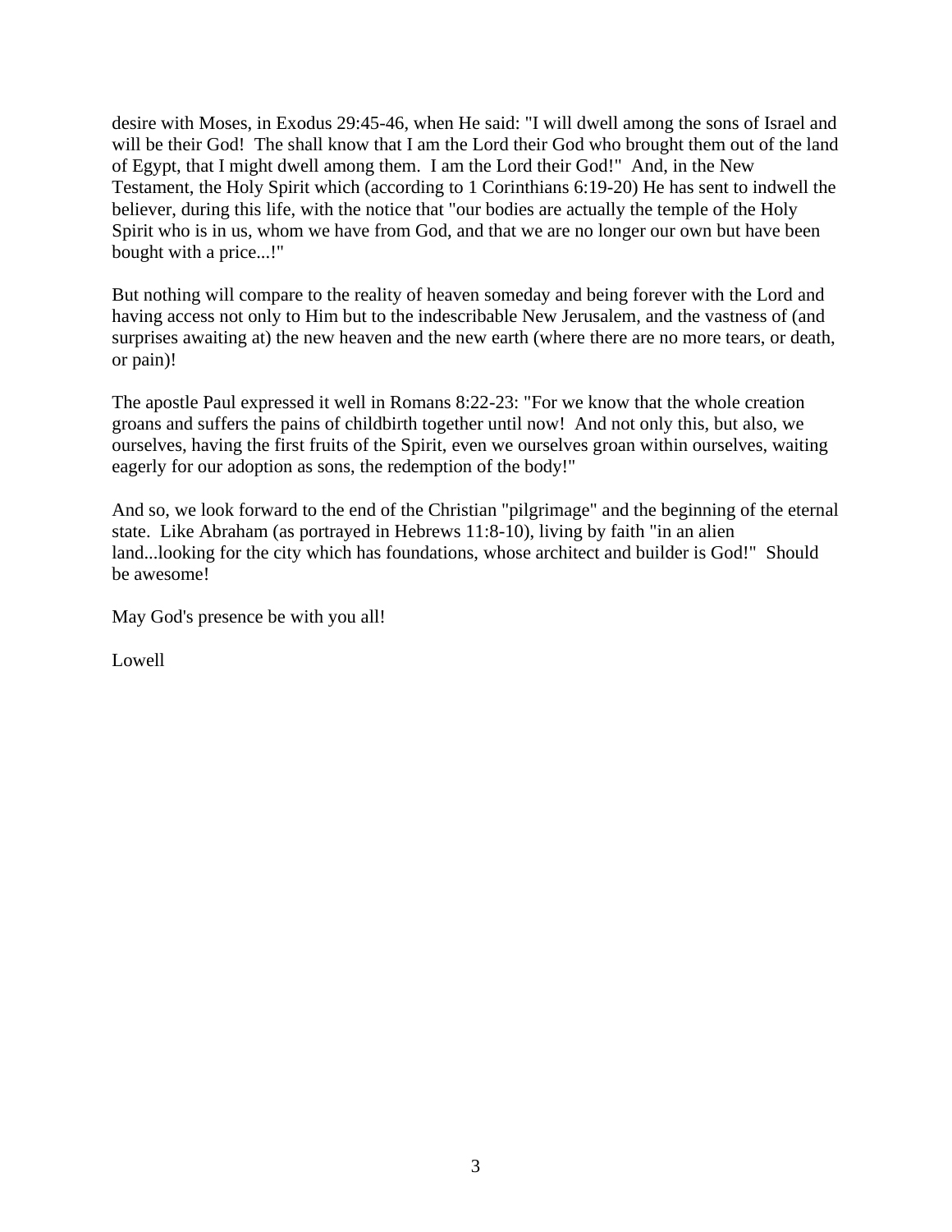desire with Moses, in Exodus 29:45-46, when He said: "I will dwell among the sons of Israel and will be their God! The shall know that I am the Lord their God who brought them out of the land of Egypt, that I might dwell among them. I am the Lord their God!" And, in the New Testament, the Holy Spirit which (according to 1 Corinthians 6:19-20) He has sent to indwell the believer, during this life, with the notice that "our bodies are actually the temple of the Holy Spirit who is in us, whom we have from God, and that we are no longer our own but have been bought with a price...!"

But nothing will compare to the reality of heaven someday and being forever with the Lord and having access not only to Him but to the indescribable New Jerusalem, and the vastness of (and surprises awaiting at) the new heaven and the new earth (where there are no more tears, or death, or pain)!

The apostle Paul expressed it well in Romans 8:22-23: "For we know that the whole creation groans and suffers the pains of childbirth together until now! And not only this, but also, we ourselves, having the first fruits of the Spirit, even we ourselves groan within ourselves, waiting eagerly for our adoption as sons, the redemption of the body!"

And so, we look forward to the end of the Christian "pilgrimage" and the beginning of the eternal state. Like Abraham (as portrayed in Hebrews 11:8-10), living by faith "in an alien land...looking for the city which has foundations, whose architect and builder is God!" Should be awesome!

May God's presence be with you all!

Lowell